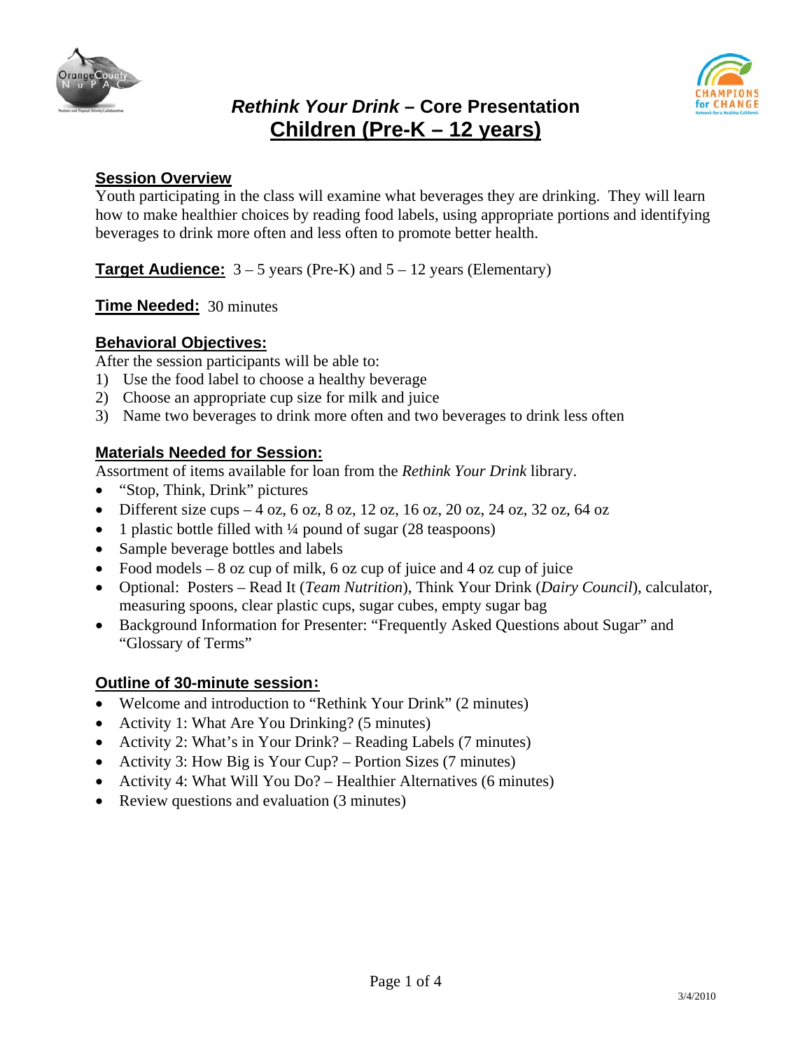# *Rethink Your Drink* – Core Presentation

## Children (Pre-K – 12 years)

**Session Overview**

Youth participating in the class will examine what beverages they are drinking. They will learn how to make healthier choices by reading food labels, using appropriate portions and identifying beverages to drink more often and less often to promote better health.

**Target Audience:** 3 – 5 years (Pre-K) and 5 – 12 years (Elementary)

**Time Needed:** 30 minutes

**Behavioral Objectives:**

After the session participants will be able to:

1) Use the food label to choose a healthy beverage
2) Choose an appropriate cup size for milk and juice
3) Name two beverages to drink more often and two beverages to drink less often

**Materials Needed for Session:**

Assortment of items available for loan from the *Rethink Your Drink* library.

- "Stop, Think, Drink" pictures
- Different size cups – 4 oz, 6 oz, 8 oz, 12 oz, 16 oz, 20 oz, 24 oz, 32 oz, 64 oz
- 1 plastic bottle filled with ¼ pound of sugar (28 teaspoons)
- Sample beverage bottles and labels
- Food models – 8 oz cup of milk, 6 oz cup of juice and 4 oz cup of juice
- Optional: Posters – Read It (*Team Nutrition*), Think Your Drink (*Dairy Council*), calculator, measuring spoons, clear plastic cups, sugar cubes, empty sugar bag
- Background Information for Presenter: "Frequently Asked Questions about Sugar" and "Glossary of Terms"

**Outline of 30-minute session:**

- Welcome and introduction to "Rethink Your Drink" (2 minutes)
- Activity 1: What Are You Drinking? (5 minutes)
- Activity 2: What's in Your Drink? – Reading Labels (7 minutes)
- Activity 3: How Big is Your Cup? – Portion Sizes (7 minutes)
- Activity 4: What Will You Do? – Healthier Alternatives (6 minutes)
- Review questions and evaluation (3 minutes)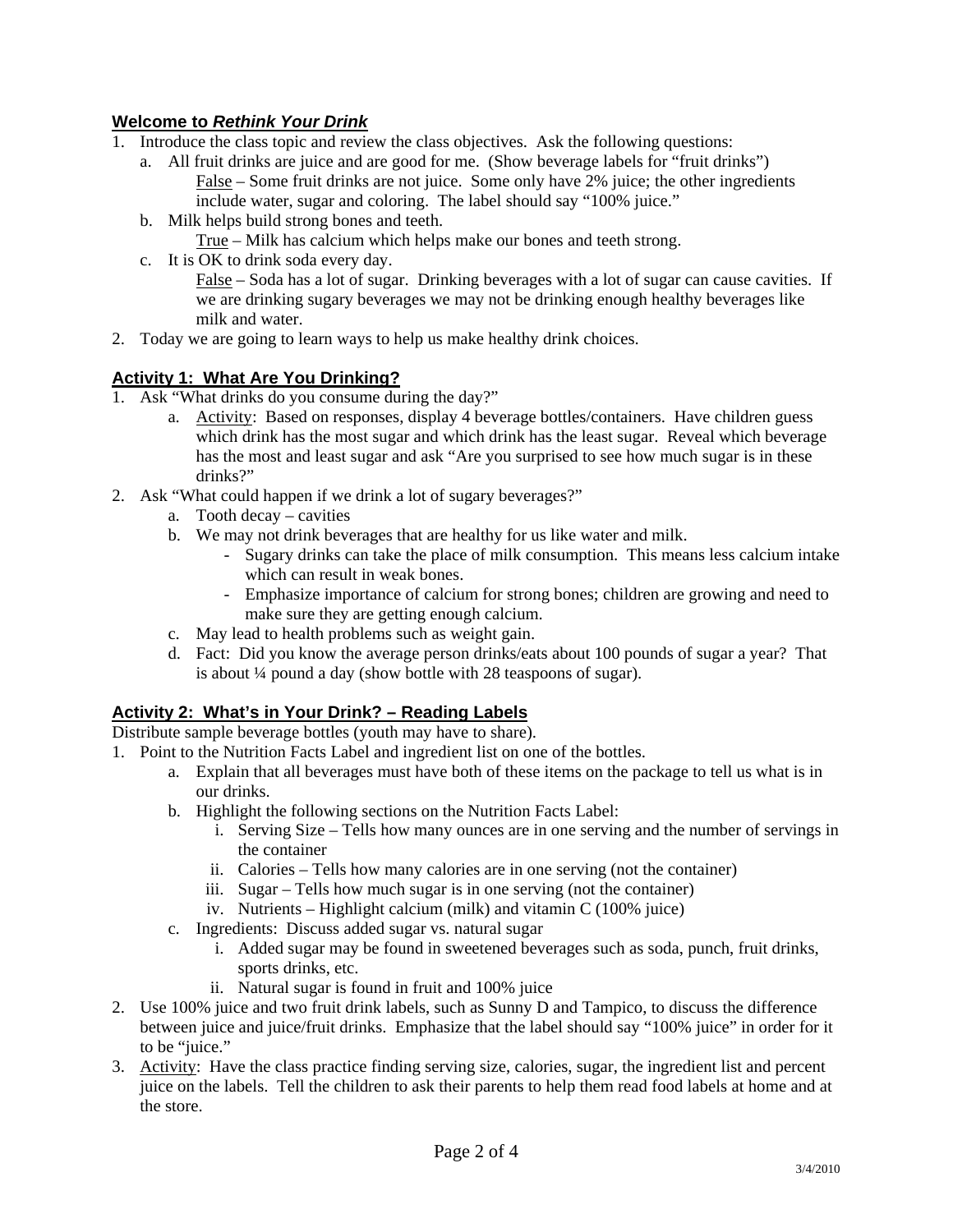## **Welcome to *Rethink Your Drink***

1. Introduce the class topic and review the class objectives. Ask the following questions:
    a. All fruit drinks are juice and are good for me. (Show beverage labels for "fruit drinks")
        <u>False</u> – Some fruit drinks are not juice. Some only have 2% juice; the other ingredients include water, sugar and coloring. The label should say "100% juice."
    b. Milk helps build strong bones and teeth.
        <u>True</u> – Milk has calcium which helps make our bones and teeth strong.
    c. It is OK to drink soda every day.
        <u>False</u> – Soda has a lot of sugar. Drinking beverages with a lot of sugar can cause cavities. If we are drinking sugary beverages we may not be drinking enough healthy beverages like milk and water.
2. Today we are going to learn ways to help us make healthy drink choices.

## **Activity 1: What Are You Drinking?**

1. Ask "What drinks do you consume during the day?"
    a. <u>Activity</u>: Based on responses, display 4 beverage bottles/containers. Have children guess which drink has the most sugar and which drink has the least sugar. Reveal which beverage has the most and least sugar and ask "Are you surprised to see how much sugar is in these drinks?"
2. Ask "What could happen if we drink a lot of sugary beverages?"
    a. Tooth decay – cavities
    b. We may not drink beverages that are healthy for us like water and milk.
        - Sugary drinks can take the place of milk consumption. This means less calcium intake which can result in weak bones.
        - Emphasize importance of calcium for strong bones; children are growing and need to make sure they are getting enough calcium.
    c. May lead to health problems such as weight gain.
    d. Fact: Did you know the average person drinks/eats about 100 pounds of sugar a year? That is about ¼ pound a day (show bottle with 28 teaspoons of sugar).

## **Activity 2: What's in Your Drink? – Reading Labels**

Distribute sample beverage bottles (youth may have to share).

1. Point to the Nutrition Facts Label and ingredient list on one of the bottles.
    a. Explain that all beverages must have both of these items on the package to tell us what is in our drinks.
    b. Highlight the following sections on the Nutrition Facts Label:
        i. Serving Size – Tells how many ounces are in one serving and the number of servings in the container
        ii. Calories – Tells how many calories are in one serving (not the container)
        iii. Sugar – Tells how much sugar is in one serving (not the container)
        iv. Nutrients – Highlight calcium (milk) and vitamin C (100% juice)
    c. Ingredients: Discuss added sugar vs. natural sugar
        i. Added sugar may be found in sweetened beverages such as soda, punch, fruit drinks, sports drinks, etc.
        ii. Natural sugar is found in fruit and 100% juice
2. Use 100% juice and two fruit drink labels, such as Sunny D and Tampico, to discuss the difference between juice and juice/fruit drinks. Emphasize that the label should say "100% juice" in order for it to be "juice."
3. <u>Activity</u>: Have the class practice finding serving size, calories, sugar, the ingredient list and percent juice on the labels. Tell the children to ask their parents to help them read food labels at home and at the store.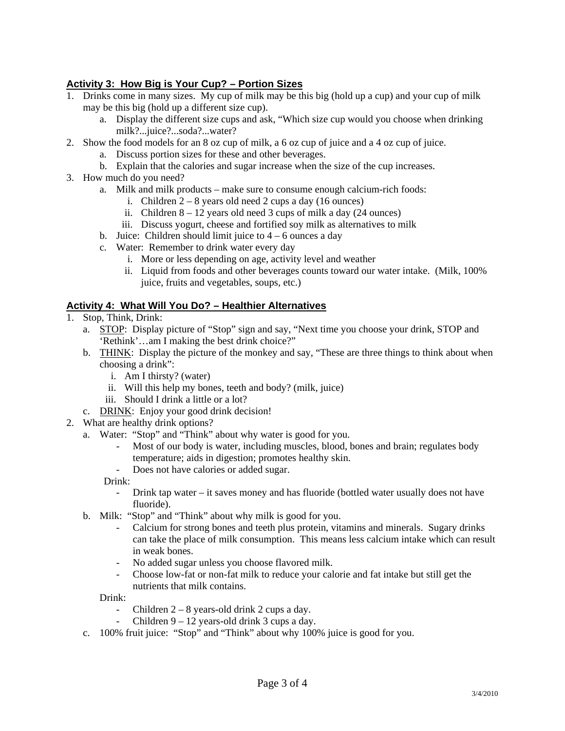## Activity 3: How Big is Your Cup? – Portion Sizes

1. Drinks come in many sizes. My cup of milk may be this big (hold up a cup) and your cup of milk may be this big (hold up a different size cup).
   a. Display the different size cups and ask, "Which size cup would you choose when drinking milk?...juice?...soda?...water?
2. Show the food models for an 8 oz cup of milk, a 6 oz cup of juice and a 4 oz cup of juice.
   a. Discuss portion sizes for these and other beverages.
   b. Explain that the calories and sugar increase when the size of the cup increases.
3. How much do you need?
   a. Milk and milk products – make sure to consume enough calcium-rich foods:
      i. Children 2 – 8 years old need 2 cups a day (16 ounces)
      ii. Children 8 – 12 years old need 3 cups of milk a day (24 ounces)
      iii. Discuss yogurt, cheese and fortified soy milk as alternatives to milk
   b. Juice: Children should limit juice to 4 – 6 ounces a day
   c. Water: Remember to drink water every day
      i. More or less depending on age, activity level and weather
      ii. Liquid from foods and other beverages counts toward our water intake. (Milk, 100% juice, fruits and vegetables, soups, etc.)

## Activity 4: What Will You Do? – Healthier Alternatives

1. Stop, Think, Drink:
   a. STOP: Display picture of "Stop" sign and say, "Next time you choose your drink, STOP and 'Rethink'…am I making the best drink choice?"
   b. THINK: Display the picture of the monkey and say, "These are three things to think about when choosing a drink":
      i. Am I thirsty? (water)
      ii. Will this help my bones, teeth and body? (milk, juice)
      iii. Should I drink a little or a lot?
   c. DRINK: Enjoy your good drink decision!
2. What are healthy drink options?
   a. Water: "Stop" and "Think" about why water is good for you.
      - Most of our body is water, including muscles, blood, bones and brain; regulates body temperature; aids in digestion; promotes healthy skin.
      - Does not have calories or added sugar.

      Drink:
      - Drink tap water – it saves money and has fluoride (bottled water usually does not have fluoride).
   b. Milk: "Stop" and "Think" about why milk is good for you.
      - Calcium for strong bones and teeth plus protein, vitamins and minerals. Sugary drinks can take the place of milk consumption. This means less calcium intake which can result in weak bones.
      - No added sugar unless you choose flavored milk.
      - Choose low-fat or non-fat milk to reduce your calorie and fat intake but still get the nutrients that milk contains.

      Drink:
      - Children 2 – 8 years-old drink 2 cups a day.
      - Children 9 – 12 years-old drink 3 cups a day.
   c. 100% fruit juice: "Stop" and "Think" about why 100% juice is good for you.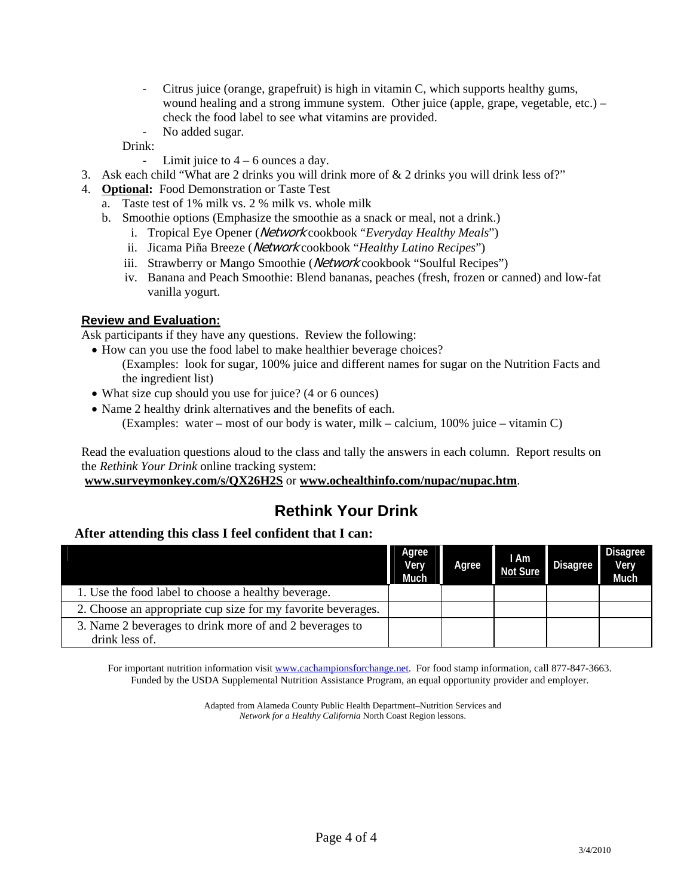- Citrus juice (orange, grapefruit) is high in vitamin C, which supports healthy gums, wound healing and a strong immune system. Other juice (apple, grape, vegetable, etc.) – check the food label to see what vitamins are provided.
- No added sugar.

Drink:

- Limit juice to 4 – 6 ounces a day.

3. Ask each child "What are 2 drinks you will drink more of & 2 drinks you will drink less of?"
4. **Optional:** Food Demonstration or Taste Test
   a. Taste test of 1% milk vs. 2 % milk vs. whole milk
   b. Smoothie options (Emphasize the smoothie as a snack or meal, not a drink.)
      i. Tropical Eye Opener (*Network* cookbook "*Everyday Healthy Meals*")
      ii. Jicama Piña Breeze (*Network* cookbook "*Healthy Latino Recipes*")
      iii. Strawberry or Mango Smoothie (*Network* cookbook "Soulful Recipes")
      iv. Banana and Peach Smoothie: Blend bananas, peaches (fresh, frozen or canned) and low-fat vanilla yogurt.

**Review and Evaluation:**

Ask participants if they have any questions. Review the following:

- How can you use the food label to make healthier beverage choices?
  (Examples: look for sugar, 100% juice and different names for sugar on the Nutrition Facts and the ingredient list)
- What size cup should you use for juice? (4 or 6 ounces)
- Name 2 healthy drink alternatives and the benefits of each.
  (Examples: water – most of our body is water, milk – calcium, 100% juice – vitamin C)

Read the evaluation questions aloud to the class and tally the answers in each column. Report results on the *Rethink Your Drink* online tracking system:
**www.surveymonkey.com/s/QX26H2S** or **www.ochealthinfo.com/nupac/nupac.htm**.

## Rethink Your Drink

**After attending this class I feel confident that I can:**

| | Agree Very Much | Agree | I Am Not Sure | Disagree | Disagree Very Much |
|---|---|---|---|---|---|
| 1. Use the food label to choose a healthy beverage. | | | | | |
| 2. Choose an appropriate cup size for my favorite beverages. | | | | | |
| 3. Name 2 beverages to drink more of and 2 beverages to drink less of. | | | | | |

For important nutrition information visit www.cachampionsforchange.net. For food stamp information, call 877-847-3663. Funded by the USDA Supplemental Nutrition Assistance Program, an equal opportunity provider and employer.

Adapted from Alameda County Public Health Department–Nutrition Services and *Network for a Healthy California* North Coast Region lessons.

3/4/2010